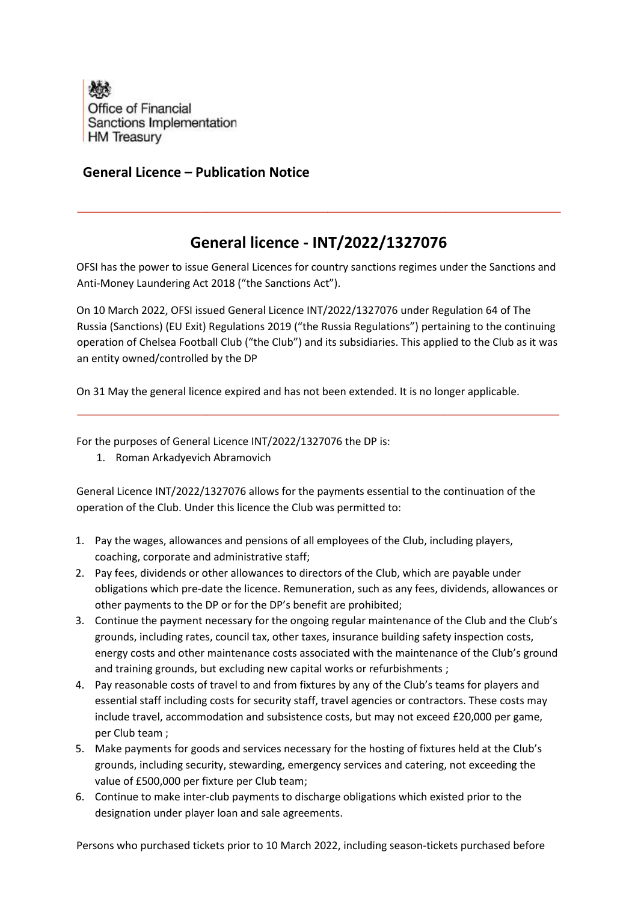Office of Financial Sanctions Implementation
HM Treasury

## General Licence – Publication Notice

---

# General licence - INT/2022/1327076

OFSI has the power to issue General Licences for country sanctions regimes under the Sanctions and Anti-Money Laundering Act 2018 ("the Sanctions Act").

On 10 March 2022, OFSI issued General Licence INT/2022/1327076 under Regulation 64 of The Russia (Sanctions) (EU Exit) Regulations 2019 ("the Russia Regulations") pertaining to the continuing operation of Chelsea Football Club ("the Club") and its subsidiaries. This applied to the Club as it was an entity owned/controlled by the DP

On 31 May the general licence expired and has not been extended. It is no longer applicable.

---

For the purposes of General Licence INT/2022/1327076 the DP is:

1. Roman Arkadyevich Abramovich

General Licence INT/2022/1327076 allows for the payments essential to the continuation of the operation of the Club. Under this licence the Club was permitted to:

1. Pay the wages, allowances and pensions of all employees of the Club, including players, coaching, corporate and administrative staff;
2. Pay fees, dividends or other allowances to directors of the Club, which are payable under obligations which pre-date the licence. Remuneration, such as any fees, dividends, allowances or other payments to the DP or for the DP's benefit are prohibited;
3. Continue the payment necessary for the ongoing regular maintenance of the Club and the Club's grounds, including rates, council tax, other taxes, insurance building safety inspection costs, energy costs and other maintenance costs associated with the maintenance of the Club's ground and training grounds, but excluding new capital works or refurbishments ;
4. Pay reasonable costs of travel to and from fixtures by any of the Club's teams for players and essential staff including costs for security staff, travel agencies or contractors. These costs may include travel, accommodation and subsistence costs, but may not exceed £20,000 per game, per Club team ;
5. Make payments for goods and services necessary for the hosting of fixtures held at the Club's grounds, including security, stewarding, emergency services and catering, not exceeding the value of £500,000 per fixture per Club team;
6. Continue to make inter-club payments to discharge obligations which existed prior to the designation under player loan and sale agreements.

Persons who purchased tickets prior to 10 March 2022, including season-tickets purchased before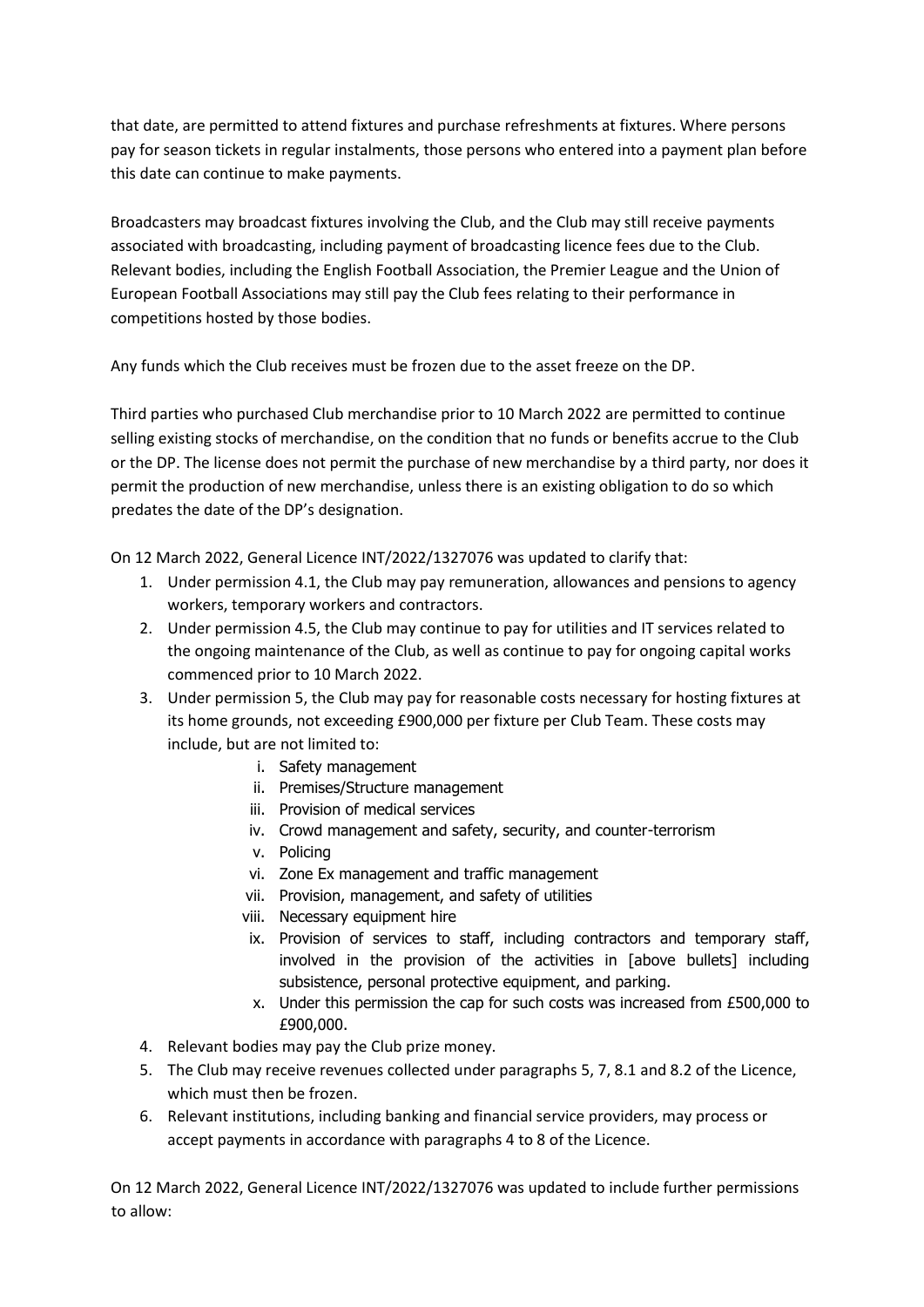that date, are permitted to attend fixtures and purchase refreshments at fixtures. Where persons pay for season tickets in regular instalments, those persons who entered into a payment plan before this date can continue to make payments.

Broadcasters may broadcast fixtures involving the Club, and the Club may still receive payments associated with broadcasting, including payment of broadcasting licence fees due to the Club. Relevant bodies, including the English Football Association, the Premier League and the Union of European Football Associations may still pay the Club fees relating to their performance in competitions hosted by those bodies.

Any funds which the Club receives must be frozen due to the asset freeze on the DP.

Third parties who purchased Club merchandise prior to 10 March 2022 are permitted to continue selling existing stocks of merchandise, on the condition that no funds or benefits accrue to the Club or the DP. The license does not permit the purchase of new merchandise by a third party, nor does it permit the production of new merchandise, unless there is an existing obligation to do so which predates the date of the DP's designation.

On 12 March 2022, General Licence INT/2022/1327076 was updated to clarify that:

1. Under permission 4.1, the Club may pay remuneration, allowances and pensions to agency workers, temporary workers and contractors.
2. Under permission 4.5, the Club may continue to pay for utilities and IT services related to the ongoing maintenance of the Club, as well as continue to pay for ongoing capital works commenced prior to 10 March 2022.
3. Under permission 5, the Club may pay for reasonable costs necessary for hosting fixtures at its home grounds, not exceeding £900,000 per fixture per Club Team. These costs may include, but are not limited to:
    i. Safety management
    ii. Premises/Structure management
    iii. Provision of medical services
    iv. Crowd management and safety, security, and counter-terrorism
    v. Policing
    vi. Zone Ex management and traffic management
    vii. Provision, management, and safety of utilities
    viii. Necessary equipment hire
    ix. Provision of services to staff, including contractors and temporary staff, involved in the provision of the activities in [above bullets] including subsistence, personal protective equipment, and parking.
    x. Under this permission the cap for such costs was increased from £500,000 to £900,000.
4. Relevant bodies may pay the Club prize money.
5. The Club may receive revenues collected under paragraphs 5, 7, 8.1 and 8.2 of the Licence, which must then be frozen.
6. Relevant institutions, including banking and financial service providers, may process or accept payments in accordance with paragraphs 4 to 8 of the Licence.

On 12 March 2022, General Licence INT/2022/1327076 was updated to include further permissions to allow: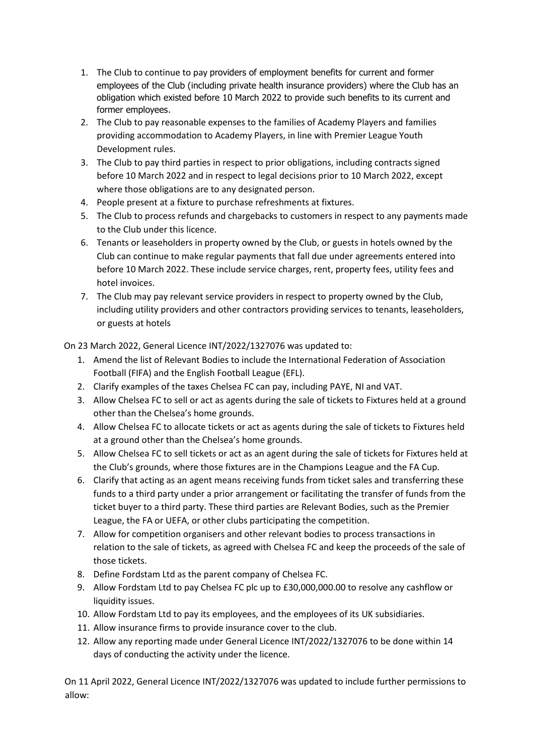1. The Club to continue to pay providers of employment benefits for current and former employees of the Club (including private health insurance providers) where the Club has an obligation which existed before 10 March 2022 to provide such benefits to its current and former employees.
2. The Club to pay reasonable expenses to the families of Academy Players and families providing accommodation to Academy Players, in line with Premier League Youth Development rules.
3. The Club to pay third parties in respect to prior obligations, including contracts signed before 10 March 2022 and in respect to legal decisions prior to 10 March 2022, except where those obligations are to any designated person.
4. People present at a fixture to purchase refreshments at fixtures.
5. The Club to process refunds and chargebacks to customers in respect to any payments made to the Club under this licence.
6. Tenants or leaseholders in property owned by the Club, or guests in hotels owned by the Club can continue to make regular payments that fall due under agreements entered into before 10 March 2022. These include service charges, rent, property fees, utility fees and hotel invoices.
7. The Club may pay relevant service providers in respect to property owned by the Club, including utility providers and other contractors providing services to tenants, leaseholders, or guests at hotels

On 23 March 2022, General Licence INT/2022/1327076 was updated to:

1. Amend the list of Relevant Bodies to include the International Federation of Association Football (FIFA) and the English Football League (EFL).
2. Clarify examples of the taxes Chelsea FC can pay, including PAYE, NI and VAT.
3. Allow Chelsea FC to sell or act as agents during the sale of tickets to Fixtures held at a ground other than the Chelsea's home grounds.
4. Allow Chelsea FC to allocate tickets or act as agents during the sale of tickets to Fixtures held at a ground other than the Chelsea's home grounds.
5. Allow Chelsea FC to sell tickets or act as an agent during the sale of tickets for Fixtures held at the Club's grounds, where those fixtures are in the Champions League and the FA Cup.
6. Clarify that acting as an agent means receiving funds from ticket sales and transferring these funds to a third party under a prior arrangement or facilitating the transfer of funds from the ticket buyer to a third party. These third parties are Relevant Bodies, such as the Premier League, the FA or UEFA, or other clubs participating the competition.
7. Allow for competition organisers and other relevant bodies to process transactions in relation to the sale of tickets, as agreed with Chelsea FC and keep the proceeds of the sale of those tickets.
8. Define Fordstam Ltd as the parent company of Chelsea FC.
9. Allow Fordstam Ltd to pay Chelsea FC plc up to £30,000,000.00 to resolve any cashflow or liquidity issues.
10. Allow Fordstam Ltd to pay its employees, and the employees of its UK subsidiaries.
11. Allow insurance firms to provide insurance cover to the club.
12. Allow any reporting made under General Licence INT/2022/1327076 to be done within 14 days of conducting the activity under the licence.

On 11 April 2022, General Licence INT/2022/1327076 was updated to include further permissions to allow: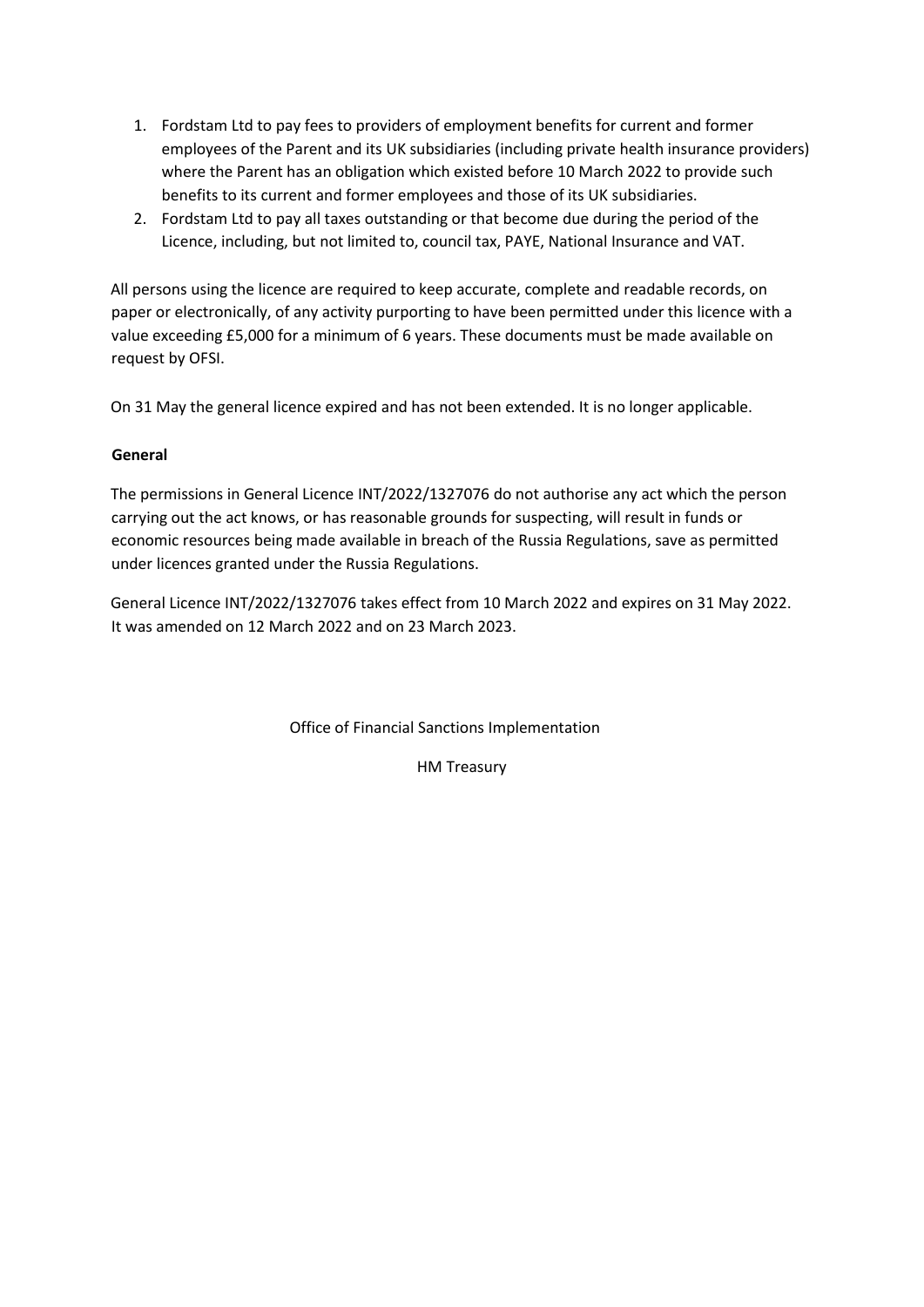1. Fordstam Ltd to pay fees to providers of employment benefits for current and former employees of the Parent and its UK subsidiaries (including private health insurance providers) where the Parent has an obligation which existed before 10 March 2022 to provide such benefits to its current and former employees and those of its UK subsidiaries.
2. Fordstam Ltd to pay all taxes outstanding or that become due during the period of the Licence, including, but not limited to, council tax, PAYE, National Insurance and VAT.

All persons using the licence are required to keep accurate, complete and readable records, on paper or electronically, of any activity purporting to have been permitted under this licence with a value exceeding £5,000 for a minimum of 6 years. These documents must be made available on request by OFSI.

On 31 May the general licence expired and has not been extended. It is no longer applicable.

**General**

The permissions in General Licence INT/2022/1327076 do not authorise any act which the person carrying out the act knows, or has reasonable grounds for suspecting, will result in funds or economic resources being made available in breach of the Russia Regulations, save as permitted under licences granted under the Russia Regulations.

General Licence INT/2022/1327076 takes effect from 10 March 2022 and expires on 31 May 2022. It was amended on 12 March 2022 and on 23 March 2023.

Office of Financial Sanctions Implementation

HM Treasury